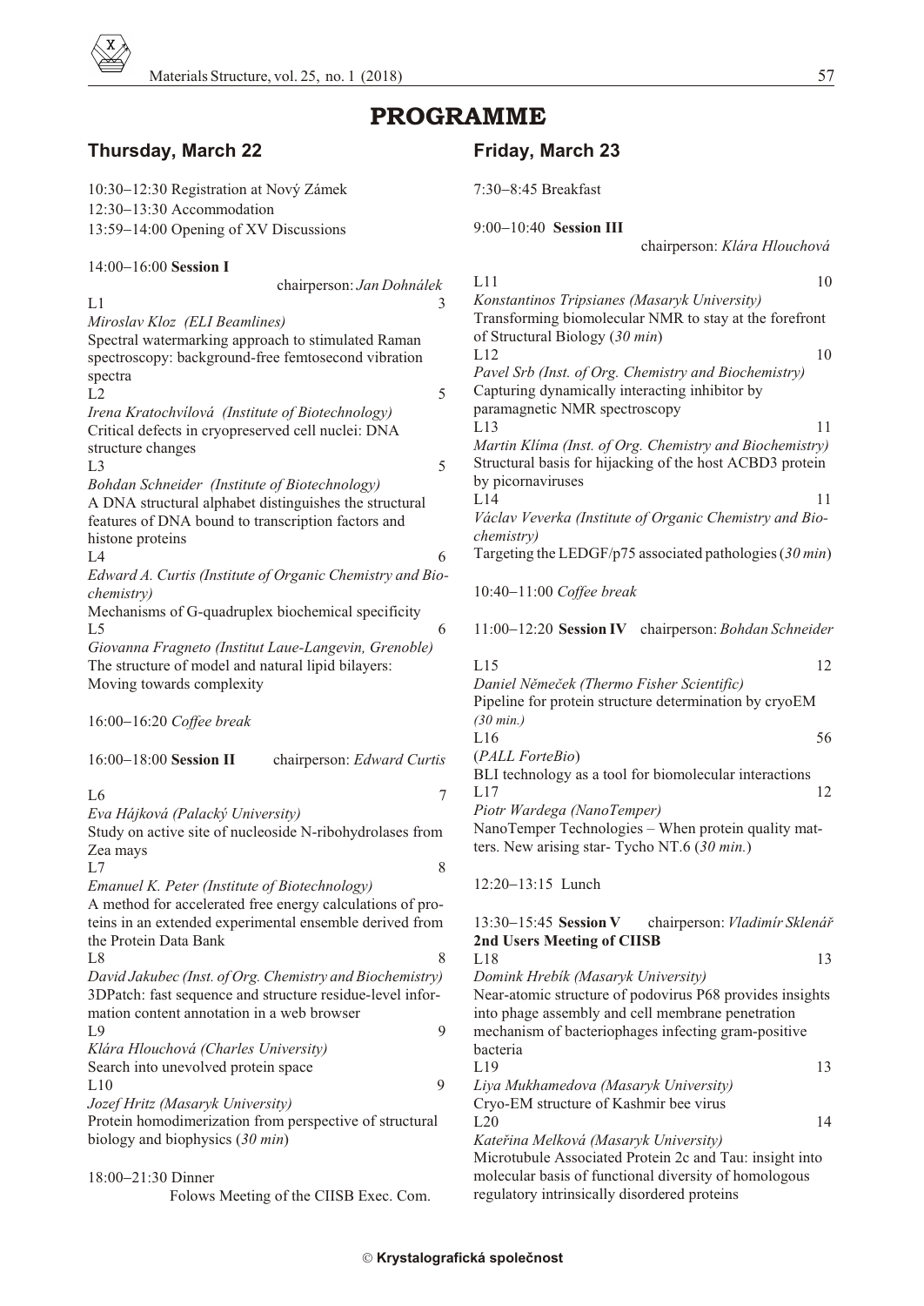# PROGRAMME

## Thursday, March 22

10:30–12:30 Registration at Nový Zámek
12:30–13:30 Accommodation
13:59–14:00 Opening of XV Discussions

14:00–16:00 **Session I** chairperson: *Jan Dohnálek*

L1 3
*Miroslav Kloz (ELI Beamlines)*
Spectral watermarking approach to stimulated Raman spectroscopy: background-free femtosecond vibration spectra

L2 5
*Irena Kratochvílová (Institute of Biotechnology)*
Critical defects in cryopreserved cell nuclei: DNA structure changes

L3 5
*Bohdan Schneider (Institute of Biotechnology)*
A DNA structural alphabet distinguishes the structural features of DNA bound to transcription factors and histone proteins

L4 6
*Edward A. Curtis (Institute of Organic Chemistry and Biochemistry)*
Mechanisms of G-quadruplex biochemical specificity

L5 6
*Giovanna Fragneto (Institut Laue-Langevin, Grenoble)*
The structure of model and natural lipid bilayers: Moving towards complexity

16:00–16:20 *Coffee break*

16:00–18:00 **Session II** chairperson: *Edward Curtis*

L6 7
*Eva Hájková (Palacký University)*
Study on active site of nucleoside N-ribohydrolases from Zea mays

L7 8
*Emanuel K. Peter (Institute of Biotechnology)*
A method for accelerated free energy calculations of proteins in an extended experimental ensemble derived from the Protein Data Bank

L8 8
*David Jakubec (Inst. of Org. Chemistry and Biochemistry)*
3DPatch: fast sequence and structure residue-level information content annotation in a web browser

L9 9
*Klára Hlouchová (Charles University)*
Search into unevolved protein space

L10 9
*Jozef Hritz (Masaryk University)*
Protein homodimerization from perspective of structural biology and biophysics (*30 min*)

18:00–21:30 Dinner
Folows Meeting of the CIISB Exec. Com.

## Friday, March 23

7:30–8:45 Breakfast

9:00–10:40 **Session III** chairperson: *Klára Hlouchová*

L11 10
*Konstantinos Tripsianes (Masaryk University)*
Transforming biomolecular NMR to stay at the forefront of Structural Biology (*30 min*)

L12 10
*Pavel Srb (Inst. of Org. Chemistry and Biochemistry)*
Capturing dynamically interacting inhibitor by paramagnetic NMR spectroscopy

L13 11
*Martin Klíma (Inst. of Org. Chemistry and Biochemistry)*
Structural basis for hijacking of the host ACBD3 protein by picornaviruses

L14 11
*Václav Veverka (Institute of Organic Chemistry and Biochemistry)*
Targeting the LEDGF/p75 associated pathologies (*30 min*)

10:40–11:00 *Coffee break*

11:00–12:20 **Session IV** chairperson: *Bohdan Schneider*

L15 12
*Daniel Němeček (Thermo Fisher Scientific)*
Pipeline for protein structure determination by cryoEM *(30 min.)*

L16 56
(*PALL ForteBio*)
BLI technology as a tool for biomolecular interactions

L17 12
*Piotr Wardega (NanoTemper)*
NanoTemper Technologies – When protein quality matters. New arising star- Tycho NT.6 (*30 min.*)

12:20–13:15 Lunch

13:30–15:45 **Session V** chairperson: *Vladimír Sklenář*
**2nd Users Meeting of CIISB**

L18 13
*Domink Hrebík (Masaryk University)*
Near-atomic structure of podovirus P68 provides insights into phage assembly and cell membrane penetration mechanism of bacteriophages infecting gram-positive bacteria

L19 13
*Liya Mukhamedova (Masaryk University)*
Cryo-EM structure of Kashmir bee virus

L20 14
*Kateřina Melková (Masaryk University)*
Microtubule Associated Protein 2c and Tau: insight into molecular basis of functional diversity of homologous regulatory intrinsically disordered proteins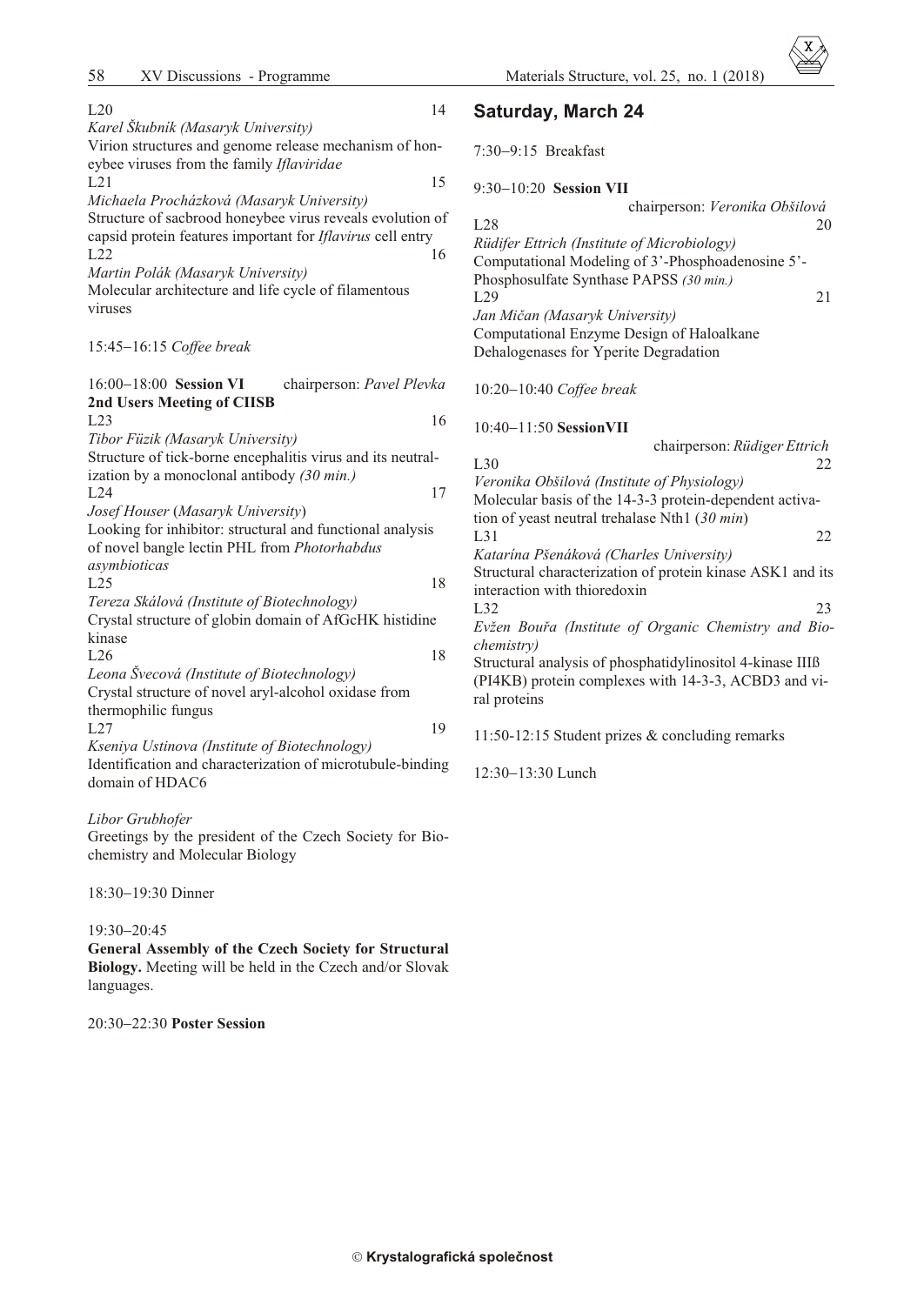L20 14

*Karel Škubník (Masaryk University)*

Virion structures and genome release mechanism of honeybee viruses from the family *Iflaviridae*

L21 15

*Michaela Procházková (Masaryk University)*

Structure of sacbrood honeybee virus reveals evolution of capsid protein features important for *Iflavirus* cell entry

L22 16

*Martin Polák (Masaryk University)*

Molecular architecture and life cycle of filamentous viruses

15:45–16:15 *Coffee break*

16:00–18:00 **Session VI** chairperson: *Pavel Plevka*

**2nd Users Meeting of CIISB**

L23 16

*Tibor Füzik (Masaryk University)*

Structure of tick-borne encephalitis virus and its neutralization by a monoclonal antibody *(30 min.)*

L24 17

*Josef Houser* (*Masaryk University*)

Looking for inhibitor: structural and functional analysis of novel bangle lectin PHL from *Photorhabdus asymbioticas*

L25 18

*Tereza Skálová (Institute of Biotechnology)*

Crystal structure of globin domain of AfGcHK histidine kinase

L26 18

*Leona Švecová (Institute of Biotechnology)*

Crystal structure of novel aryl-alcohol oxidase from thermophilic fungus

L27 19

*Kseniya Ustinova (Institute of Biotechnology)*

Identification and characterization of microtubule-binding domain of HDAC6

*Libor Grubhofer*

Greetings by the president of the Czech Society for Biochemistry and Molecular Biology

18:30–19:30 Dinner

19:30–20:45

**General Assembly of the Czech Society for Structural Biology.** Meeting will be held in the Czech and/or Slovak languages.

20:30–22:30 **Poster Session**

## Saturday, March 24

7:30–9:15 Breakfast

9:30–10:20 **Session VII** chairperson: *Veronika Obšilová*

L28 20

*Rüdifer Ettrich (Institute of Microbiology)*

Computational Modeling of 3'-Phosphoadenosine 5'-Phosphosulfate Synthase PAPSS *(30 min.)*

L29 21

*Jan Mičan (Masaryk University)*

Computational Enzyme Design of Haloalkane Dehalogenases for Yperite Degradation

10:20–10:40 *Coffee break*

10:40–11:50 **SessionVII** chairperson: *Rüdiger Ettrich*

L30 22

*Veronika Obšilová (Institute of Physiology)*

Molecular basis of the 14-3-3 protein-dependent activation of yeast neutral trehalase Nth1 (*30 min*)

L31 22

*Katarína Pšenáková (Charles University)*

Structural characterization of protein kinase ASK1 and its interaction with thioredoxin

L32 23

*Evžen Bouřa (Institute of Organic Chemistry and Biochemistry)*

Structural analysis of phosphatidylinositol 4-kinase IIIß (PI4KB) protein complexes with 14-3-3, ACBD3 and viral proteins

11:50-12:15 Student prizes & concluding remarks

12:30–13:30 Lunch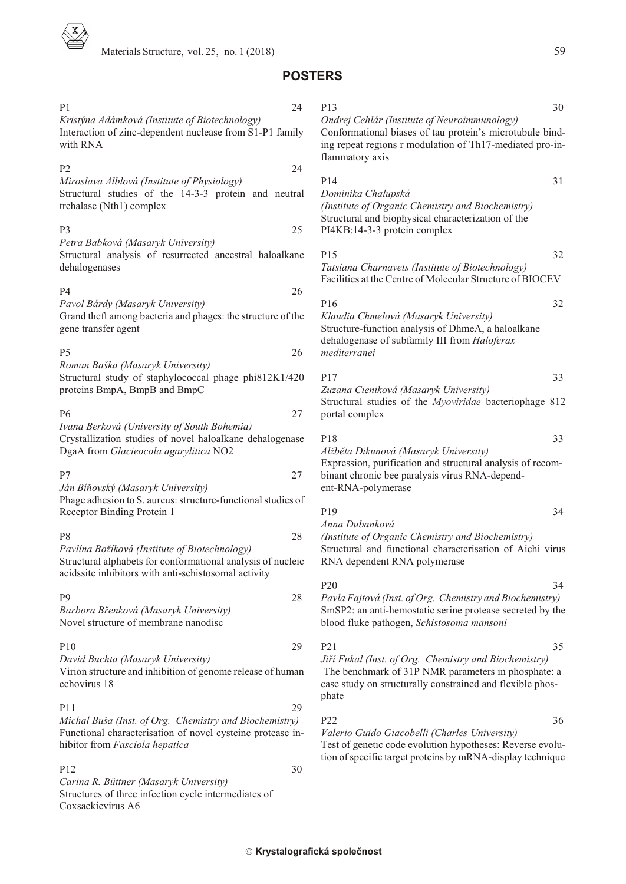## POSTERS

P1 24
*Kristýna Adámková (Institute of Biotechnology)*
Interaction of zinc-dependent nuclease from S1-P1 family with RNA

P2 24
*Miroslava Alblová (Institute of Physiology)*
Structural studies of the 14-3-3 protein and neutral trehalase (Nth1) complex

P3 25
*Petra Babková (Masaryk University)*
Structural analysis of resurrected ancestral haloalkane dehalogenases

P4 26
*Pavol Bárdy (Masaryk University)*
Grand theft among bacteria and phages: the structure of the gene transfer agent

P5 26
*Roman Baška (Masaryk University)*
Structural study of staphylococcal phage phi812K1/420 proteins BmpA, BmpB and BmpC

P6 27
*Ivana Berková (University of South Bohemia)*
Crystallization studies of novel haloalkane dehalogenase DgaA from *Glacieocola agarylitica* NO2

P7 27
*Ján Bíňovský (Masaryk University)*
Phage adhesion to S. aureus: structure-functional studies of Receptor Binding Protein 1

P8 28
*Pavlína Božíková (Institute of Biotechnology)*
Structural alphabets for conformational analysis of nucleic acidssite inhibitors with anti-schistosomal activity

P9 28
*Barbora Břenková (Masaryk University)*
Novel structure of membrane nanodisc

P10 29
*David Buchta (Masaryk University)*
Virion structure and inhibition of genome release of human echovirus 18

P11 29
*Michal Buša (Inst. of Org. Chemistry and Biochemistry)*
Functional characterisation of novel cysteine protease inhibitor from *Fasciola hepatica*

P12 30
*Carina R. Büttner (Masaryk University)*
Structures of three infection cycle intermediates of Coxsackievirus A6

P13 30
*Ondrej Cehlár (Institute of Neuroimmunology)*
Conformational biases of tau protein's microtubule binding repeat regions r modulation of Th17-mediated pro-inflammatory axis

P14 31
*Dominika Chalupská*
*(Institute of Organic Chemistry and Biochemistry)*
Structural and biophysical characterization of the PI4KB:14-3-3 protein complex

P15 32
*Tatsiana Charnavets (Institute of Biotechnology)*
Facilities at the Centre of Molecular Structure of BIOCEV

P16 32
*Klaudia Chmelová (Masaryk University)*
Structure-function analysis of DhmeA, a haloalkane dehalogenase of subfamily III from *Haloferax mediterranei*

P17 33
*Zuzana Cieniková (Masaryk University)*
Structural studies of the *Myoviridae* bacteriophage 812 portal complex

P18 33
*Alžběta Dikunová (Masaryk University)*
Expression, purification and structural analysis of recombinant chronic bee paralysis virus RNA-dependent-RNA-polymerase

P19 34
*Anna Dubanková*
*(Institute of Organic Chemistry and Biochemistry)*
Structural and functional characterisation of Aichi virus RNA dependent RNA polymerase

P20 34
*Pavla Fajtová (Inst. of Org. Chemistry and Biochemistry)*
SmSP2: an anti-hemostatic serine protease secreted by the blood fluke pathogen, *Schistosoma mansoni*

P21 35
*Jiří Fukal (Inst. of Org. Chemistry and Biochemistry)*
The benchmark of 31P NMR parameters in phosphate: a case study on structurally constrained and flexible phosphate

P22 36
*Valerio Guido Giacobelli (Charles University)*
Test of genetic code evolution hypotheses: Reverse evolution of specific target proteins by mRNA-display technique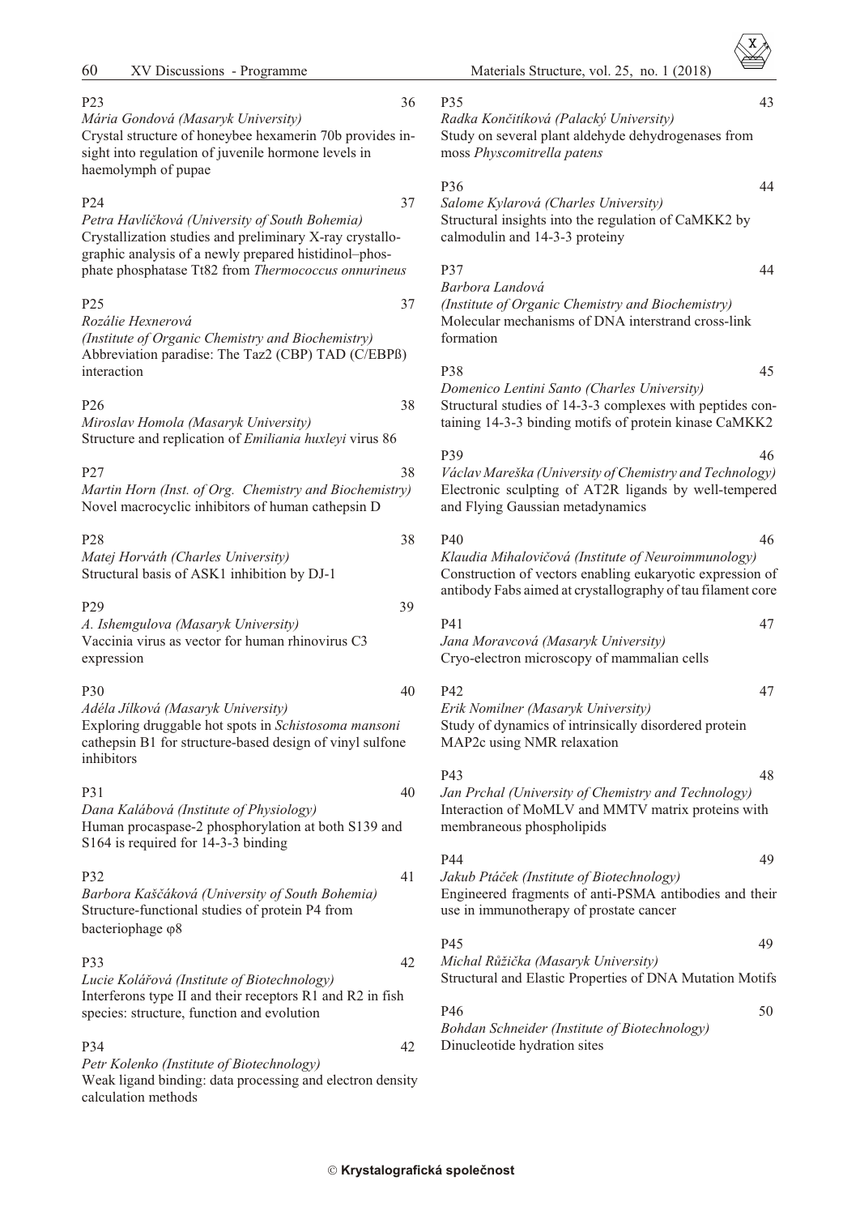P23 36
*Mária Gondová (Masaryk University)*
Crystal structure of honeybee hexamerin 70b provides insight into regulation of juvenile hormone levels in haemolymph of pupae

P24 37
*Petra Havlíčková (University of South Bohemia)*
Crystallization studies and preliminary X-ray crystallographic analysis of a newly prepared histidinol–phosphate phosphatase Tt82 from *Thermococcus onnurineus*

P25 37
*Rozálie Hexnerová*
*(Institute of Organic Chemistry and Biochemistry)*
Abbreviation paradise: The Taz2 (CBP) TAD (C/EBPß) interaction

P26 38
*Miroslav Homola (Masaryk University)*
Structure and replication of *Emiliania huxleyi* virus 86

P27 38
*Martin Horn (Inst. of Org. Chemistry and Biochemistry)*
Novel macrocyclic inhibitors of human cathepsin D

P28 38
*Matej Horváth (Charles University)*
Structural basis of ASK1 inhibition by DJ-1

P29 39
*A. Ishmegulova (Masaryk University)*
Vaccinia virus as vector for human rhinovirus C3 expression

P30 40
*Adéla Jílková (Masaryk University)*
Exploring druggable hot spots in *Schistosoma mansoni* cathepsin B1 for structure-based design of vinyl sulfone inhibitors

P31 40
*Dana Kalábová (Institute of Physiology)*
Human procaspase-2 phosphorylation at both S139 and S164 is required for 14-3-3 binding

P32 41
*Barbora Kaščáková (University of South Bohemia)*
Structure-functional studies of protein P4 from bacteriophage φ8

P33 42
*Lucie Kolářová (Institute of Biotechnology)*
Interferons type II and their receptors R1 and R2 in fish species: structure, function and evolution

P34 42
*Petr Kolenko (Institute of Biotechnology)*
Weak ligand binding: data processing and electron density calculation methods

P35 43
*Radka Končitíková (Palacký University)*
Study on several plant aldehyde dehydrogenases from moss *Physcomitrella patens*

P36 44
*Salome Kylarová (Charles University)*
Structural insights into the regulation of CaMKK2 by calmodulin and 14-3-3 proteiny

P37 44
*Barbora Landová*
*(Institute of Organic Chemistry and Biochemistry)*
Molecular mechanisms of DNA interstrand cross-link formation

P38 45
*Domenico Lentini Santo (Charles University)*
Structural studies of 14-3-3 complexes with peptides containing 14-3-3 binding motifs of protein kinase CaMKK2

P39 46
*Václav Mareška (University of Chemistry and Technology)*
Electronic sculpting of AT2R ligands by well-tempered and Flying Gaussian metadynamics

P40 46
*Klaudia Mihalovičová (Institute of Neuroimmunology)*
Construction of vectors enabling eukaryotic expression of antibody Fabs aimed at crystallography of tau filament core

P41 47
*Jana Moravcová (Masaryk University)*
Cryo-electron microscopy of mammalian cells

P42 47
*Erik Nomilner (Masaryk University)*
Study of dynamics of intrinsically disordered protein MAP2c using NMR relaxation

P43 48
*Jan Prchal (University of Chemistry and Technology)*
Interaction of MoMLV and MMTV matrix proteins with membraneous phospholipids

P44 49
*Jakub Ptáček (Institute of Biotechnology)*
Engineered fragments of anti-PSMA antibodies and their use in immunotherapy of prostate cancer

P45 49
*Michal Růžička (Masaryk University)*
Structural and Elastic Properties of DNA Mutation Motifs

P46 50
*Bohdan Schneider (Institute of Biotechnology)*
Dinucleotide hydration sites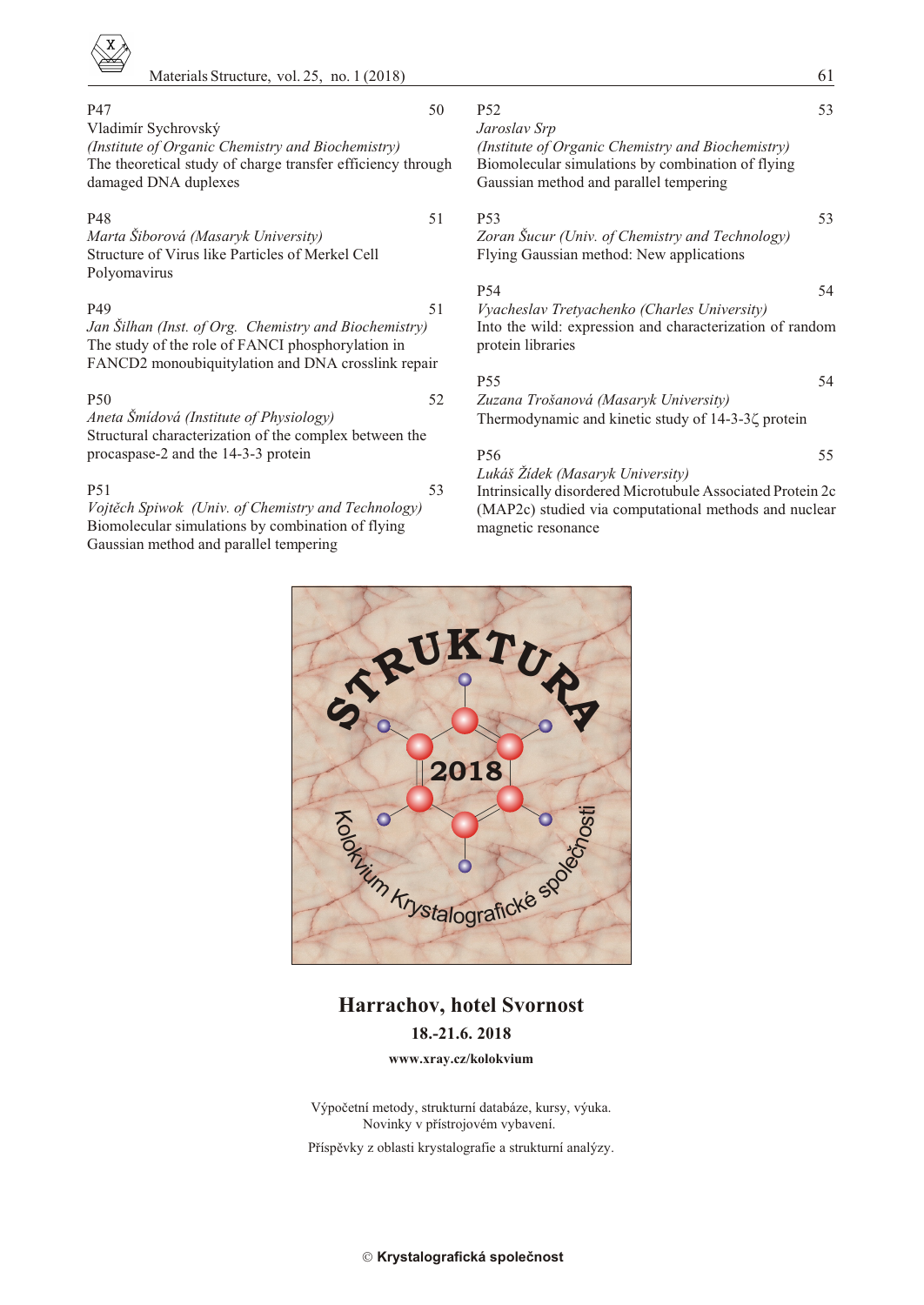P47 50
Vladimír Sychrovský
*(Institute of Organic Chemistry and Biochemistry)*
The theoretical study of charge transfer efficiency through damaged DNA duplexes

P48 51
*Marta Šiborová (Masaryk University)*
Structure of Virus like Particles of Merkel Cell Polyomavirus

P49 51
*Jan Šilhan (Inst. of Org. Chemistry and Biochemistry)*
The study of the role of FANCI phosphorylation in FANCD2 monoubiquitylation and DNA crosslink repair

P50 52
*Aneta Šmídová (Institute of Physiology)*
Structural characterization of the complex between the procaspase-2 and the 14-3-3 protein

P51 53
*Vojtěch Spiwok (Univ. of Chemistry and Technology)*
Biomolecular simulations by combination of flying Gaussian method and parallel tempering

P52 53
*Jaroslav Srp*
*(Institute of Organic Chemistry and Biochemistry)*
Biomolecular simulations by combination of flying Gaussian method and parallel tempering

P53 53
*Zoran Šucur (Univ. of Chemistry and Technology)*
Flying Gaussian method: New applications

P54 54
*Vyacheslav Tretyachenko (Charles University)*
Into the wild: expression and characterization of random protein libraries

P55 54
*Zuzana Trošanová (Masaryk University)*
Thermodynamic and kinetic study of 14-3-3ζ protein

P56 55
*Lukáš Žídek (Masaryk University)*
Intrinsically disordered Microtubule Associated Protein 2c (MAP2c) studied via computational methods and nuclear magnetic resonance

STRUKTURA 2018
Kolokvium Krystalografické společnosti

**Harrachov, hotel Svornost**

**18.-21.6. 2018**

**www.xray.cz/kolokvium**

Výpočetní metody, strukturní databáze, kursy, výuka.
Novinky v přístrojovém vybavení.
Příspěvky z oblasti krystalografie a strukturní analýzy.

© **Krystalografická společnost**